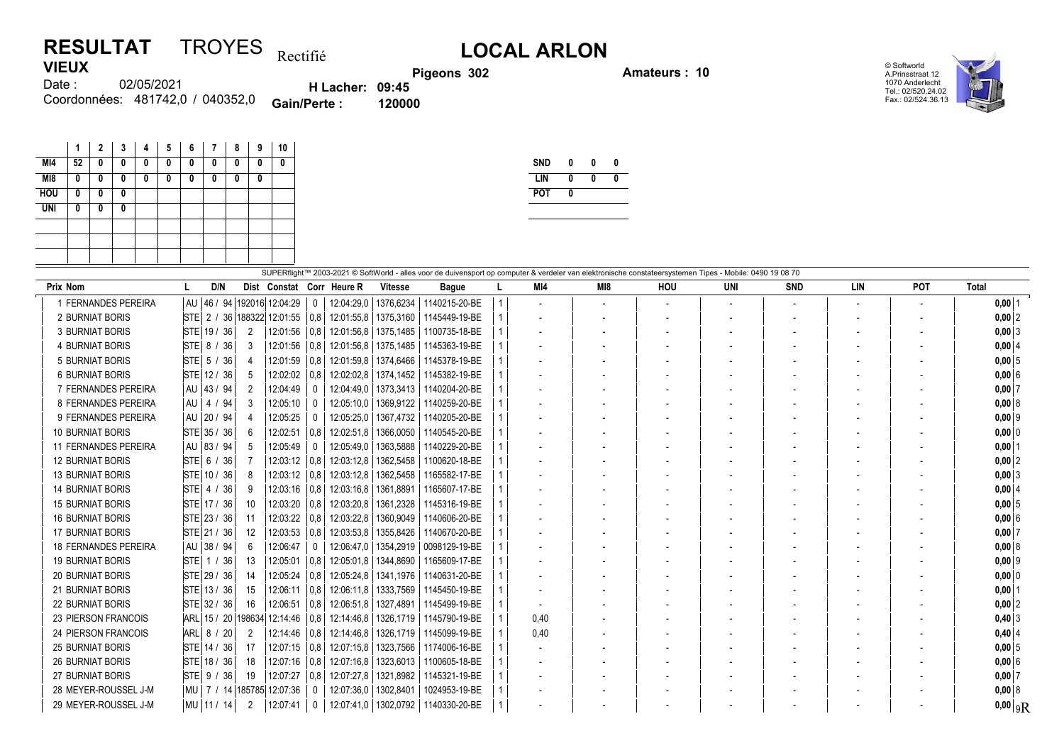# RESULTAT TROYES Rectifié

# LOCAL ARLON

**VIEUX**

Date : 02/05/2021

Coordonnées: 481742,0 / 040352,0

**Pigeons 302**

**H Lacher: 09:45**

**Gain/Perte : 120000**

**Amateurs : 10**

© Softworld
A.Prinsstraat 12
1070 Anderlecht
Tel.: 02/520.24.02
Fax.: 02/524.36.13

| | 1 | 2 | 3 | 4 | 5 | 6 | 7 | 8 | 9 | 10 |
|---|---|---|---|---|---|---|---|---|---|---|
| MI4 | 52 | 0 | 0 | 0 | 0 | 0 | 0 | 0 | 0 | 0 |
| MI8 | 0 | 0 | 0 | 0 | 0 | 0 | 0 | 0 | 0 | |
| HOU | 0 | 0 | 0 | | | | | | | |
| UNI | 0 | 0 | 0 | | | | | | | |

| | | | |
|---|---|---|---|
| SND | 0 | 0 | 0 |
| LIN | 0 | 0 | 0 |
| POT | 0 | | |

SUPERflight™ 2003-2021 © SoftWorld - alles voor de duivensport op computer & verdeler van elektronische constateersystemen Tipes - Mobile: 0490 19 08 70

| Prix | Nom | L | D/N | Dist | Constat | Corr | Heure R | Vitesse | Bague | L | MI4 | MI8 | HOU | UNI | SND | LIN | POT | Total |
|---|---|---|---|---|---|---|---|---|---|---|---|---|---|---|---|---|---|---|
| 1 | FERNANDES PEREIRA | AU | 46 / 94 | 192016 | 12:04:29 | 0 | 12:04:29,0 | 1376,6234 | 1140215-20-BE | 1 | - | - | - | - | - | - | - | 0,00 1 |
| 2 | BURNIAT BORIS | STE | 2 / 36 | 188322 | 12:01:55 | 0,8 | 12:01:55,8 | 1375,3160 | 1145449-19-BE | 1 | - | - | - | - | - | - | - | 0,00 2 |
| 3 | BURNIAT BORIS | STE | 19 / 36 | 2 | 12:01:56 | 0,8 | 12:01:56,8 | 1375,1485 | 1100735-18-BE | 1 | - | - | - | - | - | - | - | 0,00 3 |
| 4 | BURNIAT BORIS | STE | 8 / 36 | 3 | 12:01:56 | 0,8 | 12:01:56,8 | 1375,1485 | 1145363-19-BE | 1 | - | - | - | - | - | - | - | 0,00 4 |
| 5 | BURNIAT BORIS | STE | 5 / 36 | 4 | 12:01:59 | 0,8 | 12:01:59,8 | 1374,6466 | 1145378-19-BE | 1 | - | - | - | - | - | - | - | 0,00 5 |
| 6 | BURNIAT BORIS | STE | 12 / 36 | 5 | 12:02:02 | 0,8 | 12:02:02,8 | 1374,1452 | 1145382-19-BE | 1 | - | - | - | - | - | - | - | 0,00 6 |
| 7 | FERNANDES PEREIRA | AU | 43 / 94 | 2 | 12:04:49 | 0 | 12:04:49,0 | 1373,3413 | 1140204-20-BE | 1 | - | - | - | - | - | - | - | 0,00 7 |
| 8 | FERNANDES PEREIRA | AU | 4 / 94 | 3 | 12:05:10 | 0 | 12:05:10,0 | 1369,9122 | 1140259-20-BE | 1 | - | - | - | - | - | - | - | 0,00 8 |
| 9 | FERNANDES PEREIRA | AU | 20 / 94 | 4 | 12:05:25 | 0 | 12:05:25,0 | 1367,4732 | 1140205-20-BE | 1 | - | - | - | - | - | - | - | 0,00 9 |
| 10 | BURNIAT BORIS | STE | 35 / 36 | 6 | 12:02:51 | 0,8 | 12:02:51,8 | 1366,0050 | 1140545-20-BE | 1 | - | - | - | - | - | - | - | 0,00 0 |
| 11 | FERNANDES PEREIRA | AU | 83 / 94 | 5 | 12:05:49 | 0 | 12:05:49,0 | 1363,5888 | 1140229-20-BE | 1 | - | - | - | - | - | - | - | 0,00 1 |
| 12 | BURNIAT BORIS | STE | 6 / 36 | 7 | 12:03:12 | 0,8 | 12:03:12,8 | 1362,5458 | 1100620-18-BE | 1 | - | - | - | - | - | - | - | 0,00 2 |
| 13 | BURNIAT BORIS | STE | 10 / 36 | 8 | 12:03:12 | 0,8 | 12:03:12,8 | 1362,5458 | 1165582-17-BE | 1 | - | - | - | - | - | - | - | 0,00 3 |
| 14 | BURNIAT BORIS | STE | 4 / 36 | 9 | 12:03:16 | 0,8 | 12:03:16,8 | 1361,8891 | 1165607-17-BE | 1 | - | - | - | - | - | - | - | 0,00 4 |
| 15 | BURNIAT BORIS | STE | 17 / 36 | 10 | 12:03:20 | 0,8 | 12:03:20,8 | 1361,2328 | 1145316-19-BE | 1 | - | - | - | - | - | - | - | 0,00 5 |
| 16 | BURNIAT BORIS | STE | 23 / 36 | 11 | 12:03:22 | 0,8 | 12:03:22,8 | 1360,9049 | 1140606-20-BE | 1 | - | - | - | - | - | - | - | 0,00 6 |
| 17 | BURNIAT BORIS | STE | 21 / 36 | 12 | 12:03:53 | 0,8 | 12:03:53,8 | 1355,8426 | 1140670-20-BE | 1 | - | - | - | - | - | - | - | 0,00 7 |
| 18 | FERNANDES PEREIRA | AU | 38 / 94 | 6 | 12:06:47 | 0 | 12:06:47,0 | 1354,2919 | 0098129-19-BE | 1 | - | - | - | - | - | - | - | 0,00 8 |
| 19 | BURNIAT BORIS | STE | 1 / 36 | 13 | 12:05:01 | 0,8 | 12:05:01,8 | 1344,8690 | 1165609-17-BE | 1 | - | - | - | - | - | - | - | 0,00 9 |
| 20 | BURNIAT BORIS | STE | 29 / 36 | 14 | 12:05:24 | 0,8 | 12:05:24,8 | 1341,1976 | 1140631-20-BE | 1 | - | - | - | - | - | - | - | 0,00 0 |
| 21 | BURNIAT BORIS | STE | 13 / 36 | 15 | 12:06:11 | 0,8 | 12:06:11,8 | 1333,7569 | 1145450-19-BE | 1 | - | - | - | - | - | - | - | 0,00 1 |
| 22 | BURNIAT BORIS | STE | 32 / 36 | 16 | 12:06:51 | 0,8 | 12:06:51,8 | 1327,4891 | 1145499-19-BE | 1 | - | - | - | - | - | - | - | 0,00 2 |
| 23 | PIERSON FRANCOIS | ARL | 15 / 20 | 198634 | 12:14:46 | 0,8 | 12:14:46,8 | 1326,1719 | 1145790-19-BE | 1 | 0,40 | - | - | - | - | - | - | 0,40 3 |
| 24 | PIERSON FRANCOIS | ARL | 8 / 20 | 2 | 12:14:46 | 0,8 | 12:14:46,8 | 1326,1719 | 1145099-19-BE | 1 | 0,40 | - | - | - | - | - | - | 0,40 4 |
| 25 | BURNIAT BORIS | STE | 14 / 36 | 17 | 12:07:15 | 0,8 | 12:07:15,8 | 1323,7566 | 1174006-16-BE | 1 | - | - | - | - | - | - | - | 0,00 5 |
| 26 | BURNIAT BORIS | STE | 18 / 36 | 18 | 12:07:16 | 0,8 | 12:07:16,8 | 1323,6013 | 1100605-18-BE | 1 | - | - | - | - | - | - | - | 0,00 6 |
| 27 | BURNIAT BORIS | STE | 9 / 36 | 19 | 12:07:27 | 0,8 | 12:07:27,8 | 1321,8982 | 1145321-19-BE | 1 | - | - | - | - | - | - | - | 0,00 7 |
| 28 | MEYER-ROUSSEL J-M | MU | 7 / 14 | 185785 | 12:07:36 | 0 | 12:07:36,0 | 1302,8401 | 1024953-19-BE | 1 | - | - | - | - | - | - | - | 0,00 8 |
| 29 | MEYER-ROUSSEL J-M | MU | 11 / 14 | 2 | 12:07:41 | 0 | 12:07:41,0 | 1302,0792 | 1140330-20-BE | 1 | - | - | - | - | - | - | - | 0,00 9R |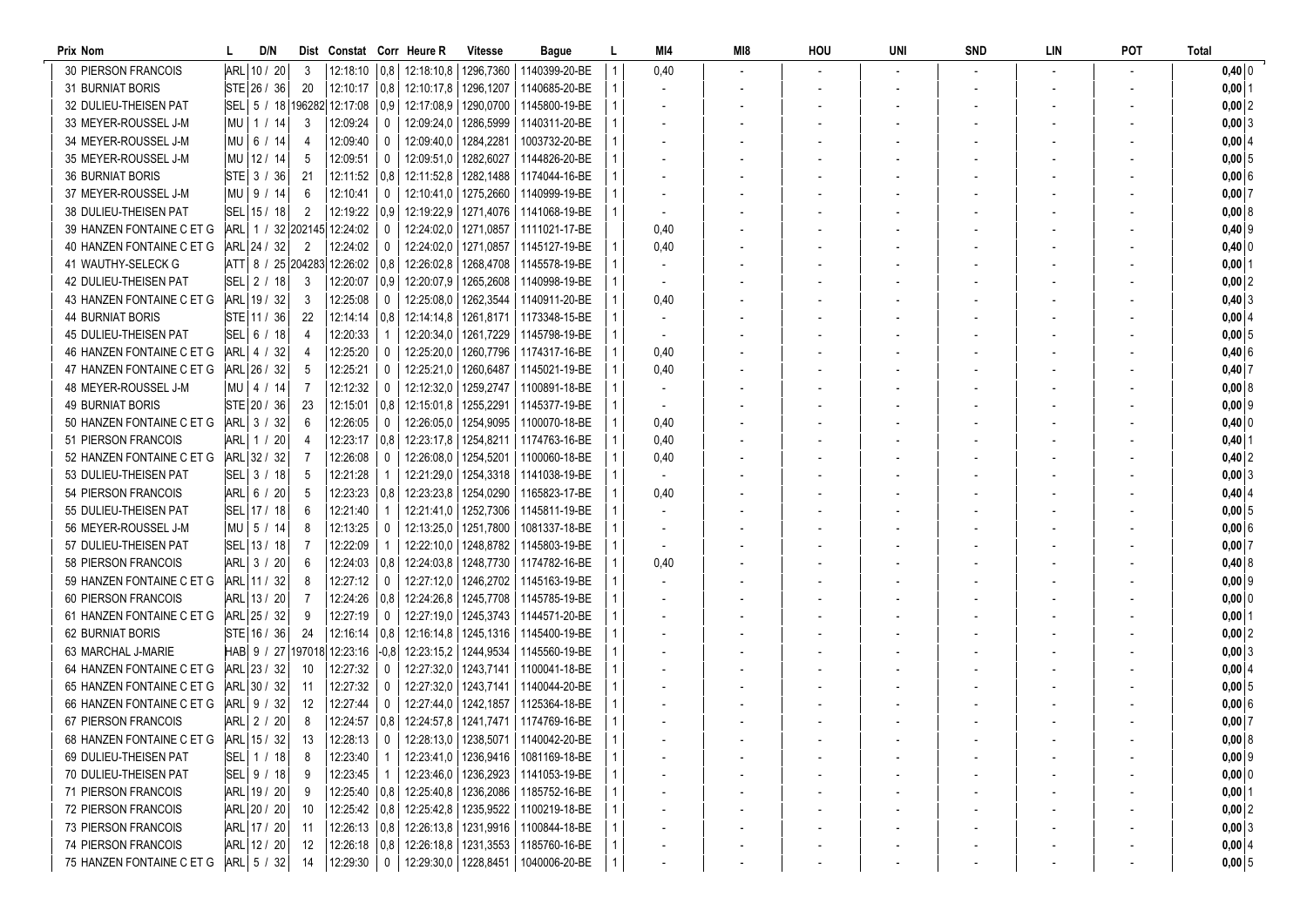| Prix | Nom | L | D/N | Dist | Constat | Corr | Heure R | Vitesse | Bague | L | MI4 | MI8 | HOU | UNI | SND | LIN | POT | Total | |
|---|---|---|---|---|---|---|---|---|---|---|---|---|---|---|---|---|---|---|---|
| 30 | PIERSON FRANCOIS | ARL | 10 / 20 | 3 | 12:18:10 | 0,8 | 12:18:10,8 | 1296,7360 | 1140399-20-BE | 1 | 0,40 | - | - | - | - | - | - | 0,40 | 0 |
| 31 | BURNIAT BORIS | STE | 26 / 36 | 20 | 12:10:17 | 0,8 | 12:10:17,8 | 1296,1207 | 1140685-20-BE | 1 | - | - | - | - | - | - | - | 0,00 | 1 |
| 32 | DULIEU-THEISEN PAT | SEL | 5 / 18 | 196282 | 12:17:08 | 0,9 | 12:17:08,9 | 1290,0700 | 1145800-19-BE | 1 | - | - | - | - | - | - | - | 0,00 | 2 |
| 33 | MEYER-ROUSSEL J-M | MU | 1 / 14 | 3 | 12:09:24 | 0 | 12:09:24,0 | 1286,5999 | 1140311-20-BE | 1 | - | - | - | - | - | - | - | 0,00 | 3 |
| 34 | MEYER-ROUSSEL J-M | MU | 6 / 14 | 4 | 12:09:40 | 0 | 12:09:40,0 | 1284,2281 | 1003732-20-BE | 1 | - | - | - | - | - | - | - | 0,00 | 4 |
| 35 | MEYER-ROUSSEL J-M | MU | 12 / 14 | 5 | 12:09:51 | 0 | 12:09:51,0 | 1282,6027 | 1144826-20-BE | 1 | - | - | - | - | - | - | - | 0,00 | 5 |
| 36 | BURNIAT BORIS | STE | 3 / 36 | 21 | 12:11:52 | 0,8 | 12:11:52,8 | 1282,1488 | 1174044-16-BE | 1 | - | - | - | - | - | - | - | 0,00 | 6 |
| 37 | MEYER-ROUSSEL J-M | MU | 9 / 14 | 6 | 12:10:41 | 0 | 12:10:41,0 | 1275,2660 | 1140999-19-BE | 1 | - | - | - | - | - | - | - | 0,00 | 7 |
| 38 | DULIEU-THEISEN PAT | SEL | 15 / 18 | 2 | 12:19:22 | 0,9 | 12:19:22,9 | 1271,4076 | 1141068-19-BE | 1 | - | - | - | - | - | - | - | 0,00 | 8 |
| 39 | HANZEN FONTAINE C ET G | ARL | 1 / 32 | 202145 | 12:24:02 | 0 | 12:24:02,0 | 1271,0857 | 1111021-17-BE | 1 | 0,40 | - | - | - | - | - | - | 0,40 | 9 |
| 40 | HANZEN FONTAINE C ET G | ARL | 24 / 32 | 2 | 12:24:02 | 0 | 12:24:02,0 | 1271,0857 | 1145127-19-BE | 1 | 0,40 | - | - | - | - | - | - | 0,40 | 0 |
| 41 | WAUTHY-SELECK G | ATT | 8 / 25 | 204283 | 12:26:02 | 0,8 | 12:26:02,8 | 1268,4708 | 1145578-19-BE | 1 | - | - | - | - | - | - | - | 0,00 | 1 |
| 42 | DULIEU-THEISEN PAT | SEL | 2 / 18 | 3 | 12:20:07 | 0,9 | 12:20:07,9 | 1265,2608 | 1140998-19-BE | 1 | - | - | - | - | - | - | - | 0,00 | 2 |
| 43 | HANZEN FONTAINE C ET G | ARL | 19 / 32 | 3 | 12:25:08 | 0 | 12:25:08,0 | 1262,3544 | 1140911-20-BE | 1 | 0,40 | - | - | - | - | - | - | 0,40 | 3 |
| 44 | BURNIAT BORIS | STE | 11 / 36 | 22 | 12:14:14 | 0,8 | 12:14:14,8 | 1261,8171 | 1173348-15-BE | 1 | - | - | - | - | - | - | - | 0,00 | 4 |
| 45 | DULIEU-THEISEN PAT | SEL | 6 / 18 | 4 | 12:20:33 | 1 | 12:20:34,0 | 1261,7229 | 1145798-19-BE | 1 | - | - | - | - | - | - | - | 0,00 | 5 |
| 46 | HANZEN FONTAINE C ET G | ARL | 4 / 32 | 4 | 12:25:20 | 0 | 12:25:20,0 | 1260,7796 | 1174317-16-BE | 1 | 0,40 | - | - | - | - | - | - | 0,40 | 6 |
| 47 | HANZEN FONTAINE C ET G | ARL | 26 / 32 | 5 | 12:25:21 | 0 | 12:25:21,0 | 1260,6487 | 1145021-19-BE | 1 | 0,40 | - | - | - | - | - | - | 0,40 | 7 |
| 48 | MEYER-ROUSSEL J-M | MU | 4 / 14 | 7 | 12:12:32 | 0 | 12:12:32,0 | 1259,2747 | 1100891-18-BE | 1 | - | - | - | - | - | - | - | 0,00 | 8 |
| 49 | BURNIAT BORIS | STE | 20 / 36 | 23 | 12:15:01 | 0,8 | 12:15:01,8 | 1255,2291 | 1145377-19-BE | 1 | - | - | - | - | - | - | - | 0,00 | 9 |
| 50 | HANZEN FONTAINE C ET G | ARL | 3 / 32 | 6 | 12:26:05 | 0 | 12:26:05,0 | 1254,9095 | 1100070-18-BE | 1 | 0,40 | - | - | - | - | - | - | 0,40 | 0 |
| 51 | PIERSON FRANCOIS | ARL | 1 / 20 | 4 | 12:23:17 | 0,8 | 12:23:17,8 | 1254,8211 | 1174763-16-BE | 1 | 0,40 | - | - | - | - | - | - | 0,40 | 1 |
| 52 | HANZEN FONTAINE C ET G | ARL | 32 / 32 | 7 | 12:26:08 | 0 | 12:26:08,0 | 1254,5201 | 1100060-18-BE | 1 | 0,40 | - | - | - | - | - | - | 0,40 | 2 |
| 53 | DULIEU-THEISEN PAT | SEL | 3 / 18 | 5 | 12:21:28 | 1 | 12:21:29,0 | 1254,3318 | 1141038-19-BE | 1 | - | - | - | - | - | - | - | 0,00 | 3 |
| 54 | PIERSON FRANCOIS | ARL | 6 / 20 | 5 | 12:23:23 | 0,8 | 12:23:23,8 | 1254,0290 | 1165823-17-BE | 1 | 0,40 | - | - | - | - | - | - | 0,40 | 4 |
| 55 | DULIEU-THEISEN PAT | SEL | 17 / 18 | 6 | 12:21:40 | 1 | 12:21:41,0 | 1252,7306 | 1145811-19-BE | 1 | - | - | - | - | - | - | - | 0,00 | 5 |
| 56 | MEYER-ROUSSEL J-M | MU | 5 / 14 | 8 | 12:13:25 | 0 | 12:13:25,0 | 1251,7800 | 1081337-18-BE | 1 | - | - | - | - | - | - | - | 0,00 | 6 |
| 57 | DULIEU-THEISEN PAT | SEL | 13 / 18 | 7 | 12:22:09 | 1 | 12:22:10,0 | 1248,8782 | 1145803-19-BE | 1 | - | - | - | - | - | - | - | 0,00 | 7 |
| 58 | PIERSON FRANCOIS | ARL | 3 / 20 | 6 | 12:24:03 | 0,8 | 12:24:03,8 | 1248,7730 | 1174782-16-BE | 1 | 0,40 | - | - | - | - | - | - | 0,40 | 8 |
| 59 | HANZEN FONTAINE C ET G | ARL | 11 / 32 | 8 | 12:27:12 | 0 | 12:27:12,0 | 1246,2702 | 1145163-19-BE | 1 | - | - | - | - | - | - | - | 0,00 | 9 |
| 60 | PIERSON FRANCOIS | ARL | 13 / 20 | 7 | 12:24:26 | 0,8 | 12:24:26,8 | 1245,7708 | 1145785-19-BE | 1 | - | - | - | - | - | - | - | 0,00 | 0 |
| 61 | HANZEN FONTAINE C ET G | ARL | 25 / 32 | 9 | 12:27:19 | 0 | 12:27:19,0 | 1245,3743 | 1144571-20-BE | 1 | - | - | - | - | - | - | - | 0,00 | 1 |
| 62 | BURNIAT BORIS | STE | 16 / 36 | 24 | 12:16:14 | 0,8 | 12:16:14,8 | 1245,1316 | 1145400-19-BE | 1 | - | - | - | - | - | - | - | 0,00 | 2 |
| 63 | MARCHAL J-MARIE | HAB | 9 / 27 | 197018 | 12:23:16 | -0,8 | 12:23:15,2 | 1244,9534 | 1145560-19-BE | 1 | - | - | - | - | - | - | - | 0,00 | 3 |
| 64 | HANZEN FONTAINE C ET G | ARL | 23 / 32 | 10 | 12:27:32 | 0 | 12:27:32,0 | 1243,7141 | 1100041-18-BE | 1 | - | - | - | - | - | - | - | 0,00 | 4 |
| 65 | HANZEN FONTAINE C ET G | ARL | 30 / 32 | 11 | 12:27:32 | 0 | 12:27:32,0 | 1243,7141 | 1140044-20-BE | 1 | - | - | - | - | - | - | - | 0,00 | 5 |
| 66 | HANZEN FONTAINE C ET G | ARL | 9 / 32 | 12 | 12:27:44 | 0 | 12:27:44,0 | 1242,1857 | 1125364-18-BE | 1 | - | - | - | - | - | - | - | 0,00 | 6 |
| 67 | PIERSON FRANCOIS | ARL | 2 / 20 | 8 | 12:24:57 | 0,8 | 12:24:57,8 | 1241,7471 | 1174769-16-BE | 1 | - | - | - | - | - | - | - | 0,00 | 7 |
| 68 | HANZEN FONTAINE C ET G | ARL | 15 / 32 | 13 | 12:28:13 | 0 | 12:28:13,0 | 1238,5071 | 1140042-20-BE | 1 | - | - | - | - | - | - | - | 0,00 | 8 |
| 69 | DULIEU-THEISEN PAT | SEL | 1 / 18 | 8 | 12:23:40 | 1 | 12:23:41,0 | 1236,9416 | 1081169-18-BE | 1 | - | - | - | - | - | - | - | 0,00 | 9 |
| 70 | DULIEU-THEISEN PAT | SEL | 9 / 18 | 9 | 12:23:45 | 1 | 12:23:46,0 | 1236,2923 | 1141053-19-BE | 1 | - | - | - | - | - | - | - | 0,00 | 0 |
| 71 | PIERSON FRANCOIS | ARL | 19 / 20 | 9 | 12:25:40 | 0,8 | 12:25:40,8 | 1236,2086 | 1185752-16-BE | 1 | - | - | - | - | - | - | - | 0,00 | 1 |
| 72 | PIERSON FRANCOIS | ARL | 20 / 20 | 10 | 12:25:42 | 0,8 | 12:25:42,8 | 1235,9522 | 1100219-18-BE | 1 | - | - | - | - | - | - | - | 0,00 | 2 |
| 73 | PIERSON FRANCOIS | ARL | 17 / 20 | 11 | 12:26:13 | 0,8 | 12:26:13,8 | 1231,9916 | 1100844-18-BE | 1 | - | - | - | - | - | - | - | 0,00 | 3 |
| 74 | PIERSON FRANCOIS | ARL | 12 / 20 | 12 | 12:26:18 | 0,8 | 12:26:18,8 | 1231,3553 | 1185760-16-BE | 1 | - | - | - | - | - | - | - | 0,00 | 4 |
| 75 | HANZEN FONTAINE C ET G | ARL | 5 / 32 | 14 | 12:29:30 | 0 | 12:29:30,0 | 1228,8451 | 1040006-20-BE | 1 | - | - | - | - | - | - | - | 0,00 | 5 |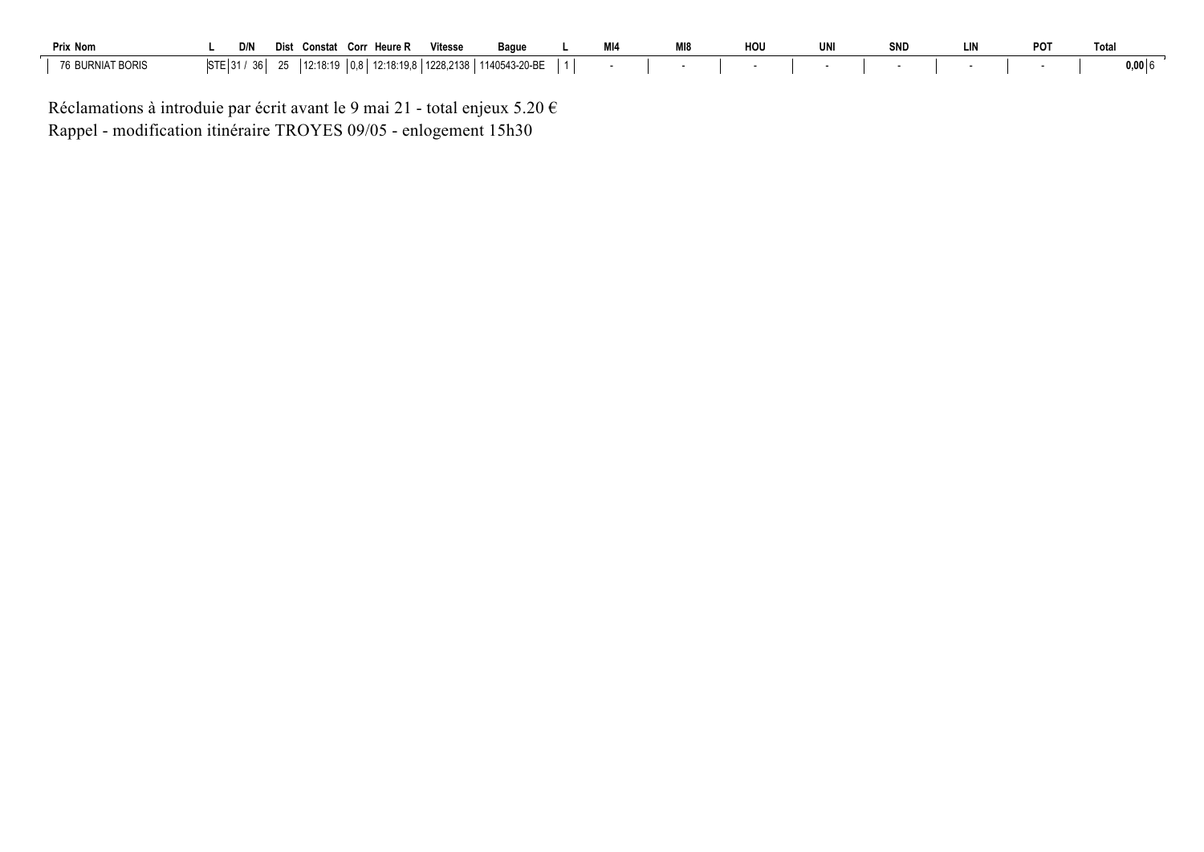| Prix | Nom | L | D/N | Dist | Constat | Corr | Heure R | Vitesse | Bague | L | MI4 | MI8 | HOU | UNI | SND | LIN | POT | Total | |
|---|---|---|---|---|---|---|---|---|---|---|---|---|---|---|---|---|---|---|---|
| 76 | BURNIAT BORIS | STE | 31 / 36 | 25 | 12:18:19 | 0,8 | 12:18:19,8 | 1228,2138 | 1140543-20-BE | 1 | - | - | - | - | - | - | - | **0,00** | 6 |

Réclamations à introduie par écrit avant le 9 mai 21 - total enjeux 5.20 €
Rappel - modification itinéraire TROYES 09/05 - enlogement 15h30